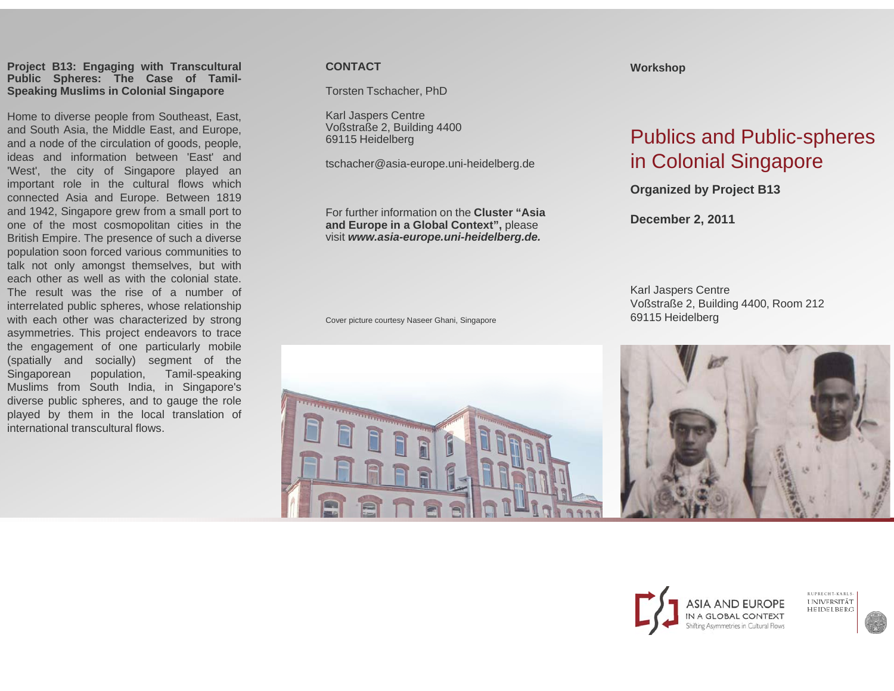**Project B13: Engaging with Transcultural Public Spheres: The Case of Tamil-Speaking Muslims in Colonial Singapore**

Home to diverse people from Southeast, East, and South Asia, the Middle East, and Europe, and a node of the circulation of goods, people, ideas and information between 'East' and 'West', the city of Singapore played an important role in the cultural flows which connected Asia and Europe. Between 1819 and 1942, Singapore grew from a small port to one of the most cosmopolitan cities in the British Empire. The presence of such a diverse population soon forced various communities to talk not only amongst themselves, but with each other as well as with the colonial state. The result was the rise of a number of interrelated public spheres, whose relationship with each other was characterized by strong asymmetries. This project endeavors to trace the engagement of one particularly mobile (spatially and socially) segment of the Singaporean population, Tamil-speaking Muslims from South India, in Singapore's diverse public spheres, and to gauge the role played by them in the local translation of international transcultural flows.

**CONTACT**

Torsten Tschacher, PhD

Karl Jaspers Centre
Voßstraße 2, Building 4400
69115 Heidelberg

tschacher@asia-europe.uni-heidelberg.de

For further information on the **Cluster "Asia and Europe in a Global Context",** please visit ***www.asia-europe.uni-heidelberg.de.***

Cover picture courtesy Naseer Ghani, Singapore

**Workshop**

# Publics and Public-spheres in Colonial Singapore

**Organized by Project B13**

**December 2, 2011**

Karl Jaspers Centre
Voßstraße 2, Building 4400, Room 212
69115 Heidelberg

ASIA AND EUROPE IN A GLOBAL CONTEXT
Shifting Asymmetries in Cultural Flows

RUPRECHT-KARLS-UNIVERSITÄT HEIDELBERG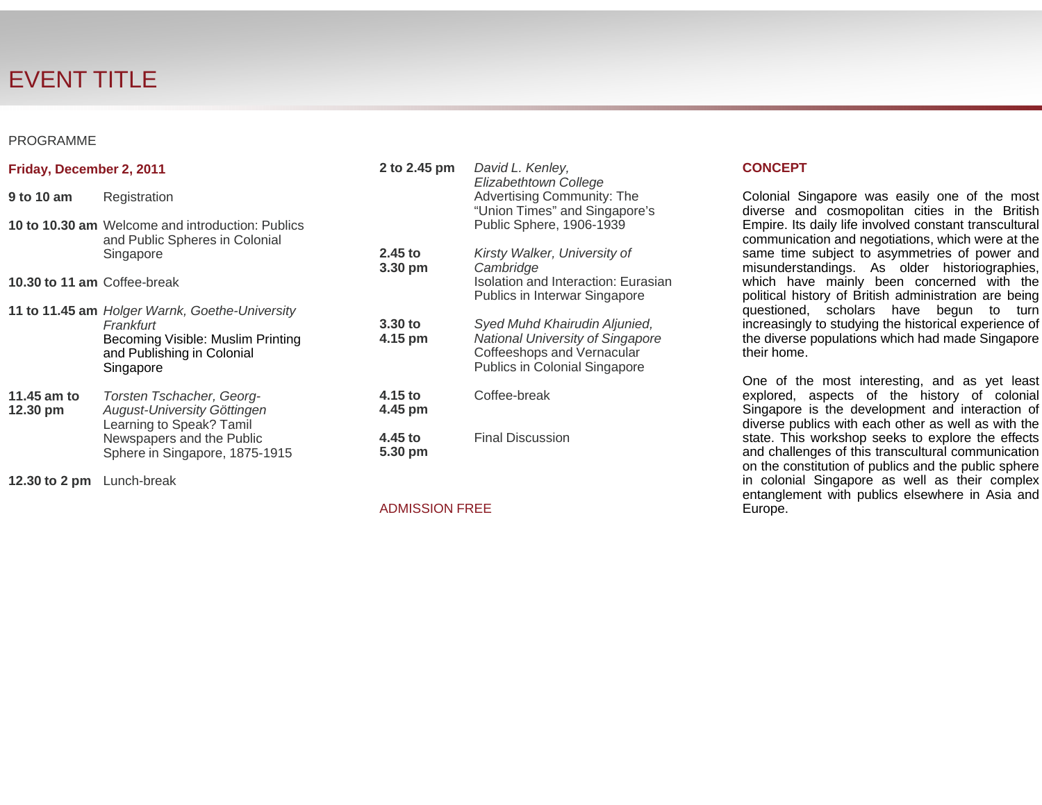# EVENT TITLE

PROGRAMME

**Friday, December 2, 2011**

| | |
|---|---|
| **9 to 10 am** | Registration |
| **10 to 10.30 am** | Welcome and introduction: Publics and Public Spheres in Colonial Singapore |
| **10.30 to 11 am** | Coffee-break |
| **11 to 11.45 am** | *Holger Warnk, Goethe-University Frankfurt* Becoming Visible: Muslim Printing and Publishing in Colonial Singapore |
| **11.45 am to 12.30 pm** | *Torsten Tschacher, Georg-August-University Göttingen* Learning to Speak? Tamil Newspapers and the Public Sphere in Singapore, 1875-1915 |
| **12.30 to 2 pm** | Lunch-break |
| **2 to 2.45 pm** | *David L. Kenley, Elizabethtown College* Advertising Community: The “Union Times” and Singapore’s Public Sphere, 1906-1939 |
| **2.45 to 3.30 pm** | *Kirsty Walker, University of Cambridge* Isolation and Interaction: Eurasian Publics in Interwar Singapore |
| **3.30 to 4.15 pm** | *Syed Muhd Khairudin Aljunied, National University of Singapore* Coffeeshops and Vernacular Publics in Colonial Singapore |
| **4.15 to 4.45 pm** | Coffee-break |
| **4.45 to 5.30 pm** | Final Discussion |

ADMISSION FREE

## CONCEPT

Colonial Singapore was easily one of the most diverse and cosmopolitan cities in the British Empire. Its daily life involved constant transcultural communication and negotiations, which were at the same time subject to asymmetries of power and misunderstandings. As older historiographies, which have mainly been concerned with the political history of British administration are being questioned, scholars have begun to turn increasingly to studying the historical experience of the diverse populations which had made Singapore their home.

One of the most interesting, and as yet least explored, aspects of the history of colonial Singapore is the development and interaction of diverse publics with each other as well as with the state. This workshop seeks to explore the effects and challenges of this transcultural communication on the constitution of publics and the public sphere in colonial Singapore as well as their complex entanglement with publics elsewhere in Asia and Europe.